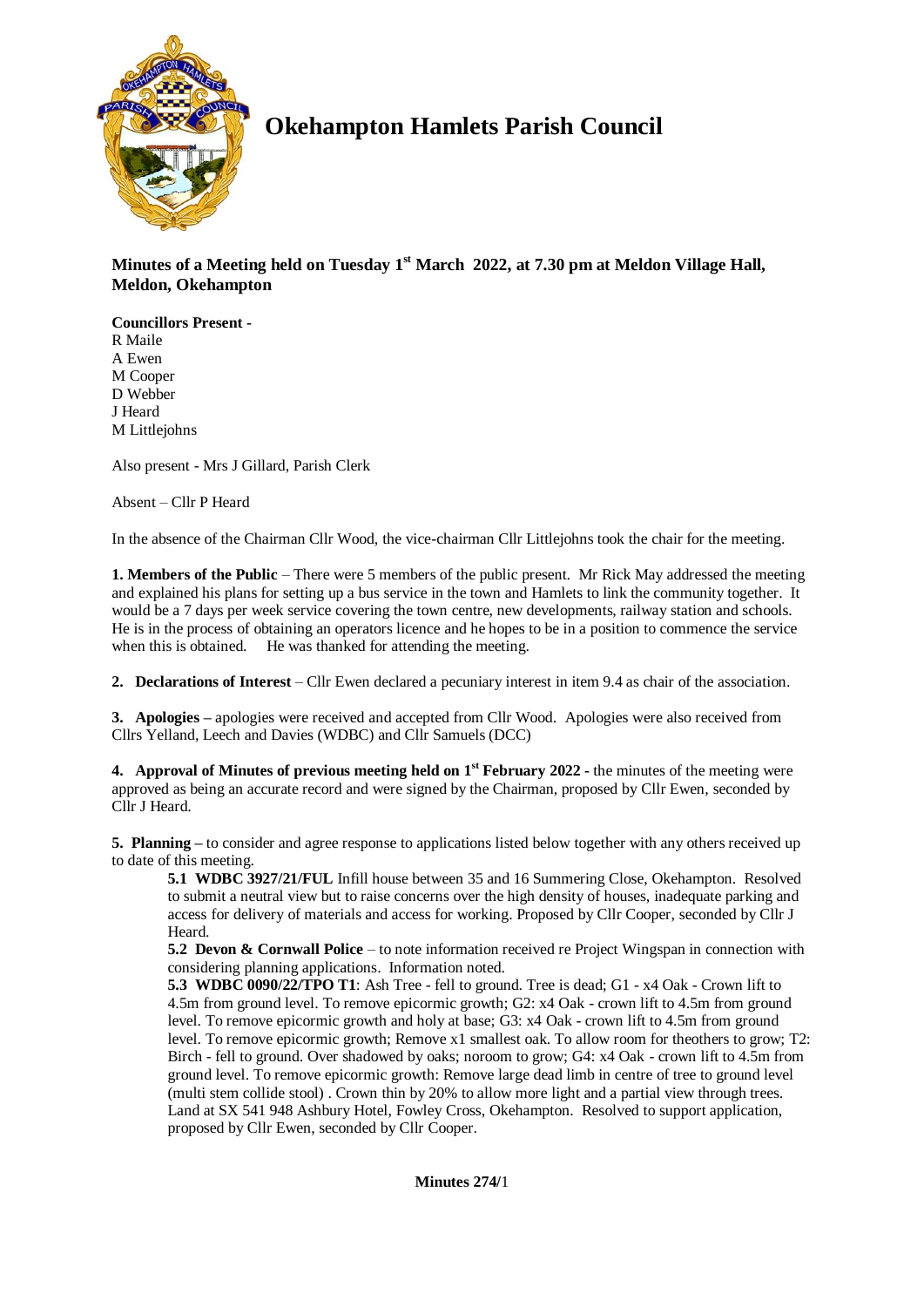# Okehampton Hamlets Parish Council

**Minutes of a Meeting held on Tuesday 1st March 2022, at 7.30 pm at Meldon Village Hall, Meldon, Okehampton**

**Councillors Present -**
R Maile
A Ewen
M Cooper
D Webber
J Heard
M Littlejohns

Also present - Mrs J Gillard, Parish Clerk

Absent – Cllr P Heard

In the absence of the Chairman Cllr Wood, the vice-chairman Cllr Littlejohns took the chair for the meeting.

**1. Members of the Public** – There were 5 members of the public present. Mr Rick May addressed the meeting and explained his plans for setting up a bus service in the town and Hamlets to link the community together. It would be a 7 days per week service covering the town centre, new developments, railway station and schools. He is in the process of obtaining an operators licence and he hopes to be in a position to commence the service when this is obtained. He was thanked for attending the meeting.

**2. Declarations of Interest** – Cllr Ewen declared a pecuniary interest in item 9.4 as chair of the association.

**3. Apologies –** apologies were received and accepted from Cllr Wood. Apologies were also received from Cllrs Yelland, Leech and Davies (WDBC) and Cllr Samuels (DCC)

**4. Approval of Minutes of previous meeting held on 1st February 2022 -** the minutes of the meeting were approved as being an accurate record and were signed by the Chairman, proposed by Cllr Ewen, seconded by Cllr J Heard.

**5. Planning –** to consider and agree response to applications listed below together with any others received up to date of this meeting.

**5.1 WDBC 3927/21/FUL** Infill house between 35 and 16 Summering Close, Okehampton. Resolved to submit a neutral view but to raise concerns over the high density of houses, inadequate parking and access for delivery of materials and access for working. Proposed by Cllr Cooper, seconded by Cllr J Heard.

**5.2 Devon & Cornwall Police** – to note information received re Project Wingspan in connection with considering planning applications. Information noted.

**5.3 WDBC 0090/22/TPO T1**: Ash Tree - fell to ground. Tree is dead; G1 - x4 Oak - Crown lift to 4.5m from ground level. To remove epicormic growth; G2: x4 Oak - crown lift to 4.5m from ground level. To remove epicormic growth and holy at base; G3: x4 Oak - crown lift to 4.5m from ground level. To remove epicormic growth; Remove x1 smallest oak. To allow room for theothers to grow; T2: Birch - fell to ground. Over shadowed by oaks; noroom to grow; G4: x4 Oak - crown lift to 4.5m from ground level. To remove epicormic growth: Remove large dead limb in centre of tree to ground level (multi stem collide stool) . Crown thin by 20% to allow more light and a partial view through trees. Land at SX 541 948 Ashbury Hotel, Fowley Cross, Okehampton. Resolved to support application, proposed by Cllr Ewen, seconded by Cllr Cooper.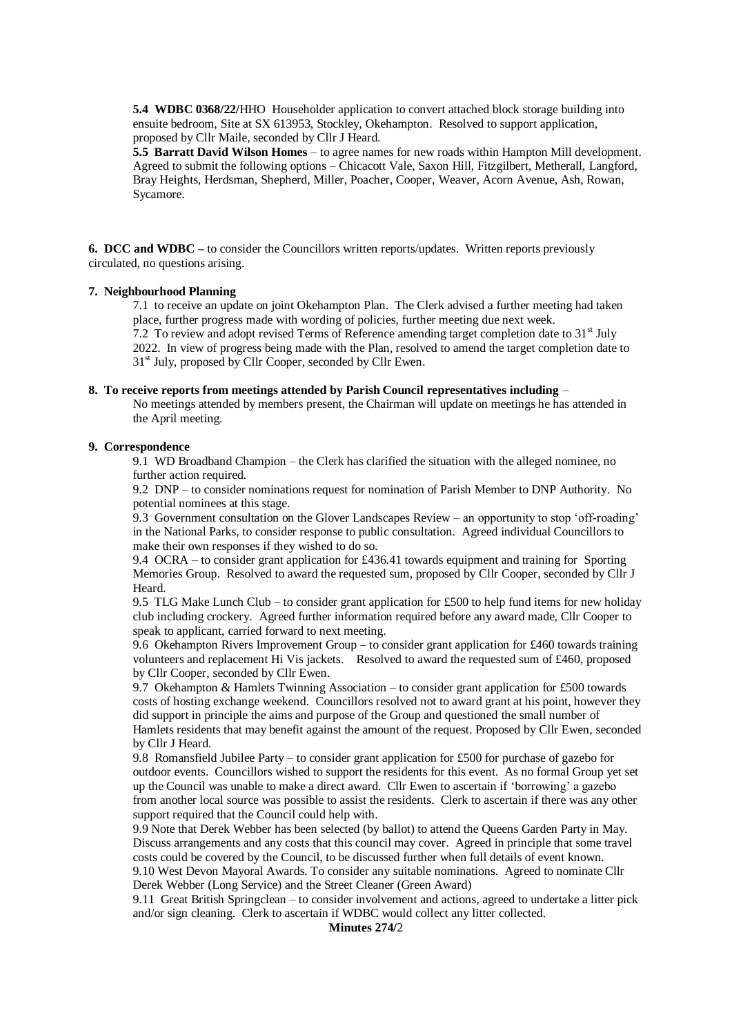**5.4 WDBC 0368/22/**HHO Householder application to convert attached block storage building into ensuite bedroom, Site at SX 613953, Stockley, Okehampton. Resolved to support application, proposed by Cllr Maile, seconded by Cllr J Heard.

**5.5 Barratt David Wilson Homes** – to agree names for new roads within Hampton Mill development. Agreed to submit the following options – Chicacott Vale, Saxon Hill, Fitzgilbert, Metherall, Langford, Bray Heights, Herdsman, Shepherd, Miller, Poacher, Cooper, Weaver, Acorn Avenue, Ash, Rowan, Sycamore.

**6. DCC and WDBC –** to consider the Councillors written reports/updates. Written reports previously circulated, no questions arising.

**7. Neighbourhood Planning**

7.1 to receive an update on joint Okehampton Plan. The Clerk advised a further meeting had taken place, further progress made with wording of policies, further meeting due next week.

7.2 To review and adopt revised Terms of Reference amending target completion date to 31st July 2022. In view of progress being made with the Plan, resolved to amend the target completion date to 31st July, proposed by Cllr Cooper, seconded by Cllr Ewen.

**8. To receive reports from meetings attended by Parish Council representatives including** –

No meetings attended by members present, the Chairman will update on meetings he has attended in the April meeting.

**9. Correspondence**

9.1 WD Broadband Champion – the Clerk has clarified the situation with the alleged nominee, no further action required.

9.2 DNP – to consider nominations request for nomination of Parish Member to DNP Authority. No potential nominees at this stage.

9.3 Government consultation on the Glover Landscapes Review – an opportunity to stop 'off-roading' in the National Parks, to consider response to public consultation. Agreed individual Councillors to make their own responses if they wished to do so.

9.4 OCRA – to consider grant application for £436.41 towards equipment and training for Sporting Memories Group. Resolved to award the requested sum, proposed by Cllr Cooper, seconded by Cllr J Heard.

9.5 TLG Make Lunch Club – to consider grant application for £500 to help fund items for new holiday club including crockery. Agreed further information required before any award made, Cllr Cooper to speak to applicant, carried forward to next meeting.

9.6 Okehampton Rivers Improvement Group – to consider grant application for £460 towards training volunteers and replacement Hi Vis jackets. Resolved to award the requested sum of £460, proposed by Cllr Cooper, seconded by Cllr Ewen.

9.7 Okehampton & Hamlets Twinning Association – to consider grant application for £500 towards costs of hosting exchange weekend. Councillors resolved not to award grant at his point, however they did support in principle the aims and purpose of the Group and questioned the small number of Hamlets residents that may benefit against the amount of the request. Proposed by Cllr Ewen, seconded by Cllr J Heard.

9.8 Romansfield Jubilee Party – to consider grant application for £500 for purchase of gazebo for outdoor events. Councillors wished to support the residents for this event. As no formal Group yet set up the Council was unable to make a direct award. Cllr Ewen to ascertain if 'borrowing' a gazebo from another local source was possible to assist the residents. Clerk to ascertain if there was any other support required that the Council could help with.

9.9 Note that Derek Webber has been selected (by ballot) to attend the Queens Garden Party in May. Discuss arrangements and any costs that this council may cover. Agreed in principle that some travel costs could be covered by the Council, to be discussed further when full details of event known.

9.10 West Devon Mayoral Awards. To consider any suitable nominations. Agreed to nominate Cllr Derek Webber (Long Service) and the Street Cleaner (Green Award)

9.11 Great British Springclean – to consider involvement and actions, agreed to undertake a litter pick and/or sign cleaning. Clerk to ascertain if WDBC would collect any litter collected.

**Minutes 274/**2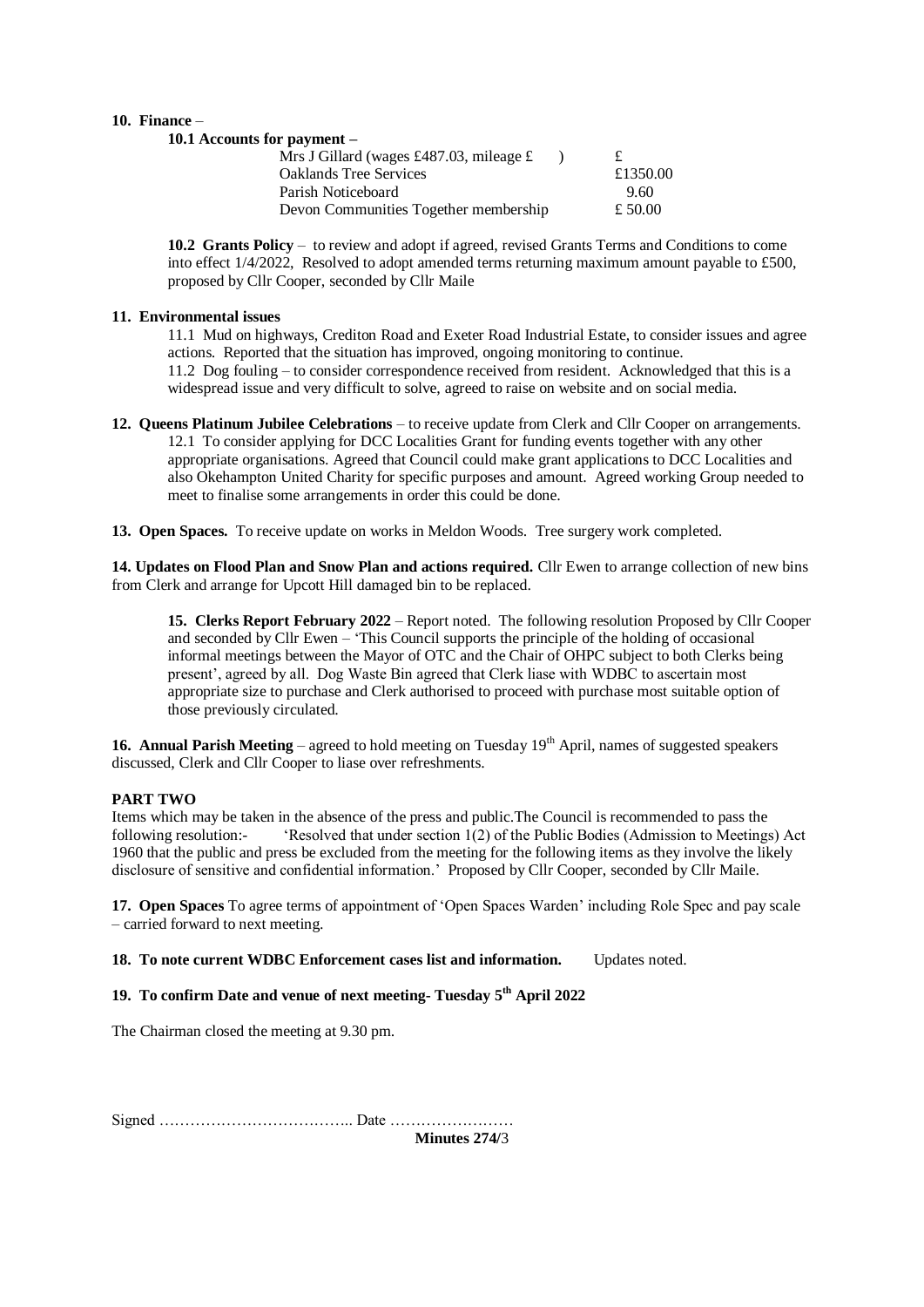**10. Finance** –

**10.1 Accounts for payment –**

| | |
|---|---|
| Mrs J Gillard (wages £487.03, mileage £ ) | £ |
| Oaklands Tree Services | £1350.00 |
| Parish Noticeboard | 9.60 |
| Devon Communities Together membership | £ 50.00 |

**10.2 Grants Policy** – to review and adopt if agreed, revised Grants Terms and Conditions to come into effect 1/4/2022, Resolved to adopt amended terms returning maximum amount payable to £500, proposed by Cllr Cooper, seconded by Cllr Maile

**11. Environmental issues**

11.1 Mud on highways, Crediton Road and Exeter Road Industrial Estate, to consider issues and agree actions. Reported that the situation has improved, ongoing monitoring to continue.
11.2 Dog fouling – to consider correspondence received from resident. Acknowledged that this is a widespread issue and very difficult to solve, agreed to raise on website and on social media.

**12. Queens Platinum Jubilee Celebrations** – to receive update from Clerk and Cllr Cooper on arrangements.
12.1 To consider applying for DCC Localities Grant for funding events together with any other appropriate organisations. Agreed that Council could make grant applications to DCC Localities and also Okehampton United Charity for specific purposes and amount. Agreed working Group needed to meet to finalise some arrangements in order this could be done.

**13. Open Spaces.** To receive update on works in Meldon Woods. Tree surgery work completed.

**14. Updates on Flood Plan and Snow Plan and actions required.** Cllr Ewen to arrange collection of new bins from Clerk and arrange for Upcott Hill damaged bin to be replaced.

**15. Clerks Report February 2022** – Report noted. The following resolution Proposed by Cllr Cooper and seconded by Cllr Ewen – 'This Council supports the principle of the holding of occasional informal meetings between the Mayor of OTC and the Chair of OHPC subject to both Clerks being present', agreed by all. Dog Waste Bin agreed that Clerk liase with WDBC to ascertain most appropriate size to purchase and Clerk authorised to proceed with purchase most suitable option of those previously circulated.

**16. Annual Parish Meeting** – agreed to hold meeting on Tuesday 19th April, names of suggested speakers discussed, Clerk and Cllr Cooper to liase over refreshments.

**PART TWO**

Items which may be taken in the absence of the press and public.The Council is recommended to pass the following resolution:- 'Resolved that under section 1(2) of the Public Bodies (Admission to Meetings) Act 1960 that the public and press be excluded from the meeting for the following items as they involve the likely disclosure of sensitive and confidential information.' Proposed by Cllr Cooper, seconded by Cllr Maile.

**17. Open Spaces** To agree terms of appointment of 'Open Spaces Warden' including Role Spec and pay scale – carried forward to next meeting.

**18. To note current WDBC Enforcement cases list and information.** Updates noted.

**19. To confirm Date and venue of next meeting- Tuesday 5th April 2022**

The Chairman closed the meeting at 9.30 pm.

Signed ……………………………….. Date ……………………

**Minutes 274/**3